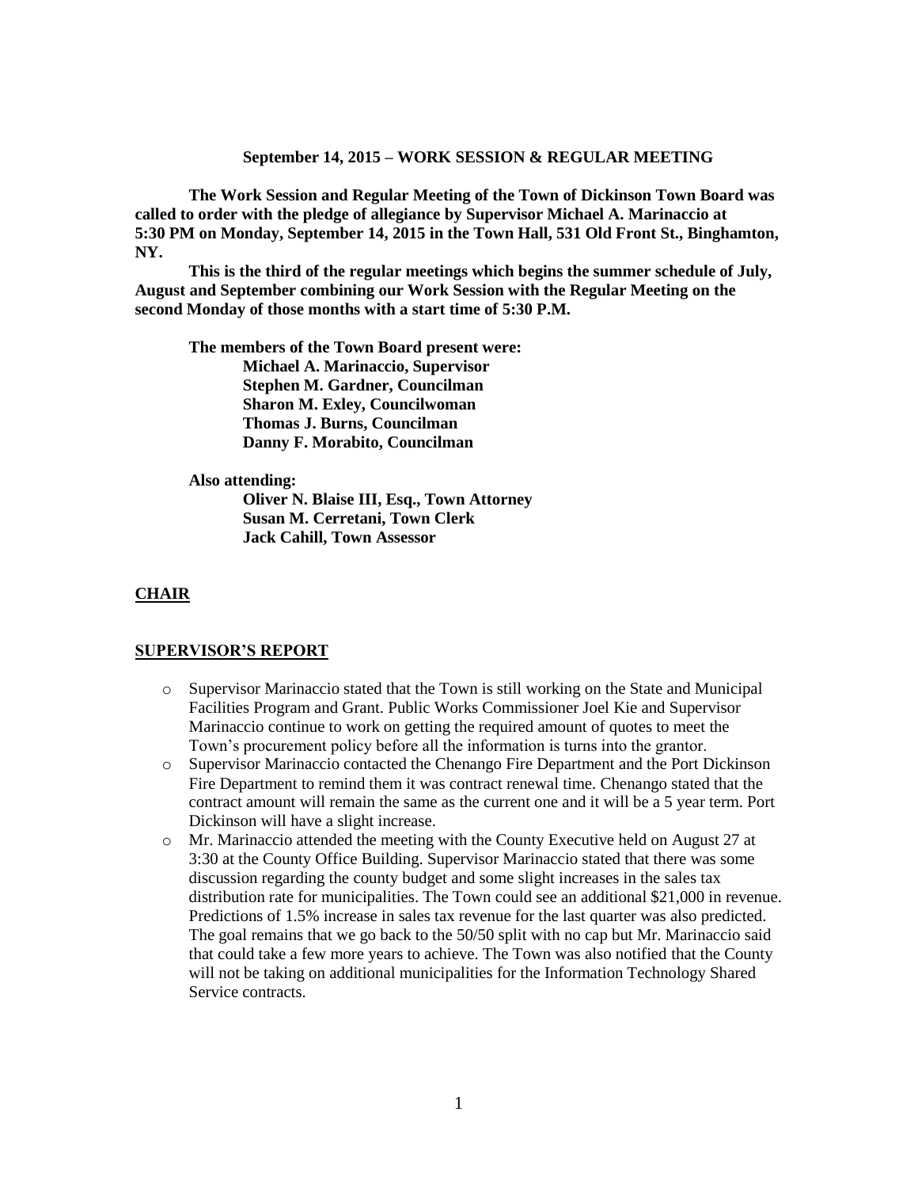**September 14, 2015 – WORK SESSION & REGULAR MEETING**

**The Work Session and Regular Meeting of the Town of Dickinson Town Board was called to order with the pledge of allegiance by Supervisor Michael A. Marinaccio at 5:30 PM on Monday, September 14, 2015 in the Town Hall, 531 Old Front St., Binghamton, NY.**

**This is the third of the regular meetings which begins the summer schedule of July, August and September combining our Work Session with the Regular Meeting on the second Monday of those months with a start time of 5:30 P.M.**

**The members of the Town Board present were:**
**Michael A. Marinaccio, Supervisor**
**Stephen M. Gardner, Councilman**
**Sharon M. Exley, Councilwoman**
**Thomas J. Burns, Councilman**
**Danny F. Morabito, Councilman**

**Also attending:**
**Oliver N. Blaise III, Esq., Town Attorney**
**Susan M. Cerretani, Town Clerk**
**Jack Cahill, Town Assessor**

## CHAIR

## SUPERVISOR'S REPORT

- Supervisor Marinaccio stated that the Town is still working on the State and Municipal Facilities Program and Grant. Public Works Commissioner Joel Kie and Supervisor Marinaccio continue to work on getting the required amount of quotes to meet the Town's procurement policy before all the information is turns into the grantor.
- Supervisor Marinaccio contacted the Chenango Fire Department and the Port Dickinson Fire Department to remind them it was contract renewal time. Chenango stated that the contract amount will remain the same as the current one and it will be a 5 year term. Port Dickinson will have a slight increase.
- Mr. Marinaccio attended the meeting with the County Executive held on August 27 at 3:30 at the County Office Building. Supervisor Marinaccio stated that there was some discussion regarding the county budget and some slight increases in the sales tax distribution rate for municipalities. The Town could see an additional $21,000 in revenue. Predictions of 1.5% increase in sales tax revenue for the last quarter was also predicted. The goal remains that we go back to the 50/50 split with no cap but Mr. Marinaccio said that could take a few more years to achieve. The Town was also notified that the County will not be taking on additional municipalities for the Information Technology Shared Service contracts.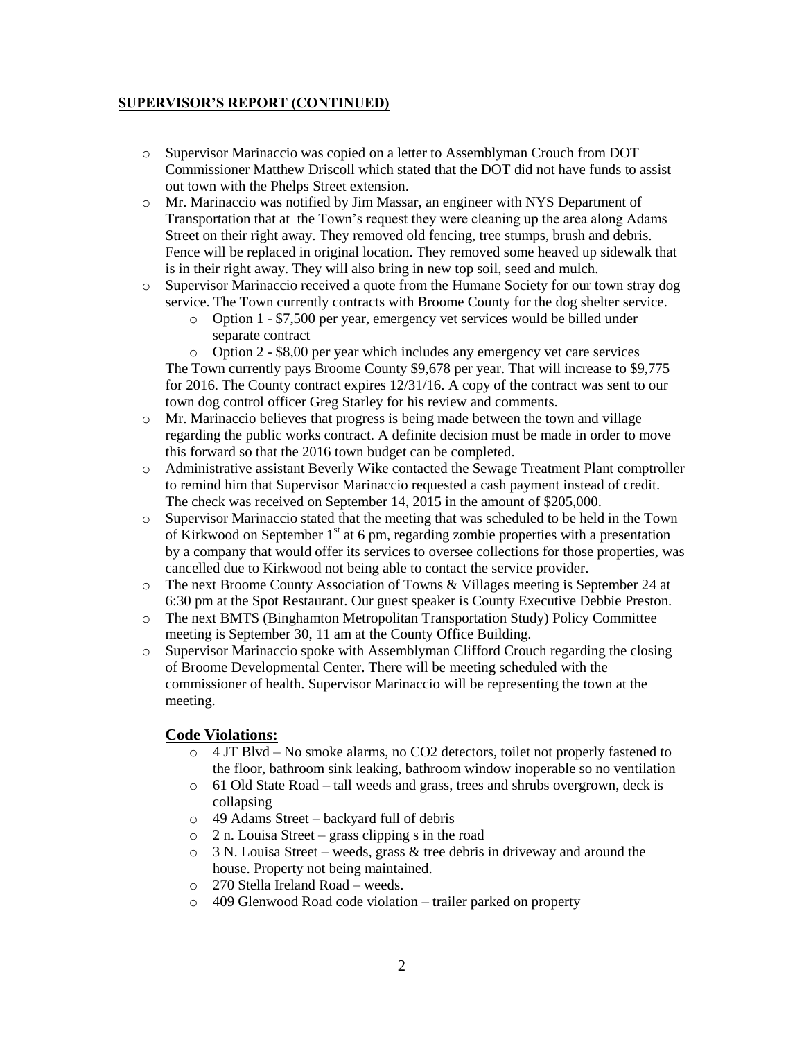## SUPERVISOR'S REPORT (CONTINUED)

- Supervisor Marinaccio was copied on a letter to Assemblyman Crouch from DOT Commissioner Matthew Driscoll which stated that the DOT did not have funds to assist out town with the Phelps Street extension.
- Mr. Marinaccio was notified by Jim Massar, an engineer with NYS Department of Transportation that at the Town's request they were cleaning up the area along Adams Street on their right away. They removed old fencing, tree stumps, brush and debris. Fence will be replaced in original location. They removed some heaved up sidewalk that is in their right away. They will also bring in new top soil, seed and mulch.
- Supervisor Marinaccio received a quote from the Humane Society for our town stray dog service. The Town currently contracts with Broome County for the dog shelter service.
  - Option 1 - $7,500 per year, emergency vet services would be billed under separate contract
  - Option 2 - $8,00 per year which includes any emergency vet care services

  The Town currently pays Broome County $9,678 per year. That will increase to $9,775 for 2016. The County contract expires 12/31/16. A copy of the contract was sent to our town dog control officer Greg Starley for his review and comments.
- Mr. Marinaccio believes that progress is being made between the town and village regarding the public works contract. A definite decision must be made in order to move this forward so that the 2016 town budget can be completed.
- Administrative assistant Beverly Wike contacted the Sewage Treatment Plant comptroller to remind him that Supervisor Marinaccio requested a cash payment instead of credit. The check was received on September 14, 2015 in the amount of $205,000.
- Supervisor Marinaccio stated that the meeting that was scheduled to be held in the Town of Kirkwood on September 1st at 6 pm, regarding zombie properties with a presentation by a company that would offer its services to oversee collections for those properties, was cancelled due to Kirkwood not being able to contact the service provider.
- The next Broome County Association of Towns & Villages meeting is September 24 at 6:30 pm at the Spot Restaurant. Our guest speaker is County Executive Debbie Preston.
- The next BMTS (Binghamton Metropolitan Transportation Study) Policy Committee meeting is September 30, 11 am at the County Office Building.
- Supervisor Marinaccio spoke with Assemblyman Clifford Crouch regarding the closing of Broome Developmental Center. There will be meeting scheduled with the commissioner of health. Supervisor Marinaccio will be representing the town at the meeting.

### Code Violations:

- 4 JT Blvd – No smoke alarms, no CO2 detectors, toilet not properly fastened to the floor, bathroom sink leaking, bathroom window inoperable so no ventilation
- 61 Old State Road – tall weeds and grass, trees and shrubs overgrown, deck is collapsing
- 49 Adams Street – backyard full of debris
- 2 n. Louisa Street – grass clipping s in the road
- 3 N. Louisa Street – weeds, grass & tree debris in driveway and around the house. Property not being maintained.
- 270 Stella Ireland Road – weeds.
- 409 Glenwood Road code violation – trailer parked on property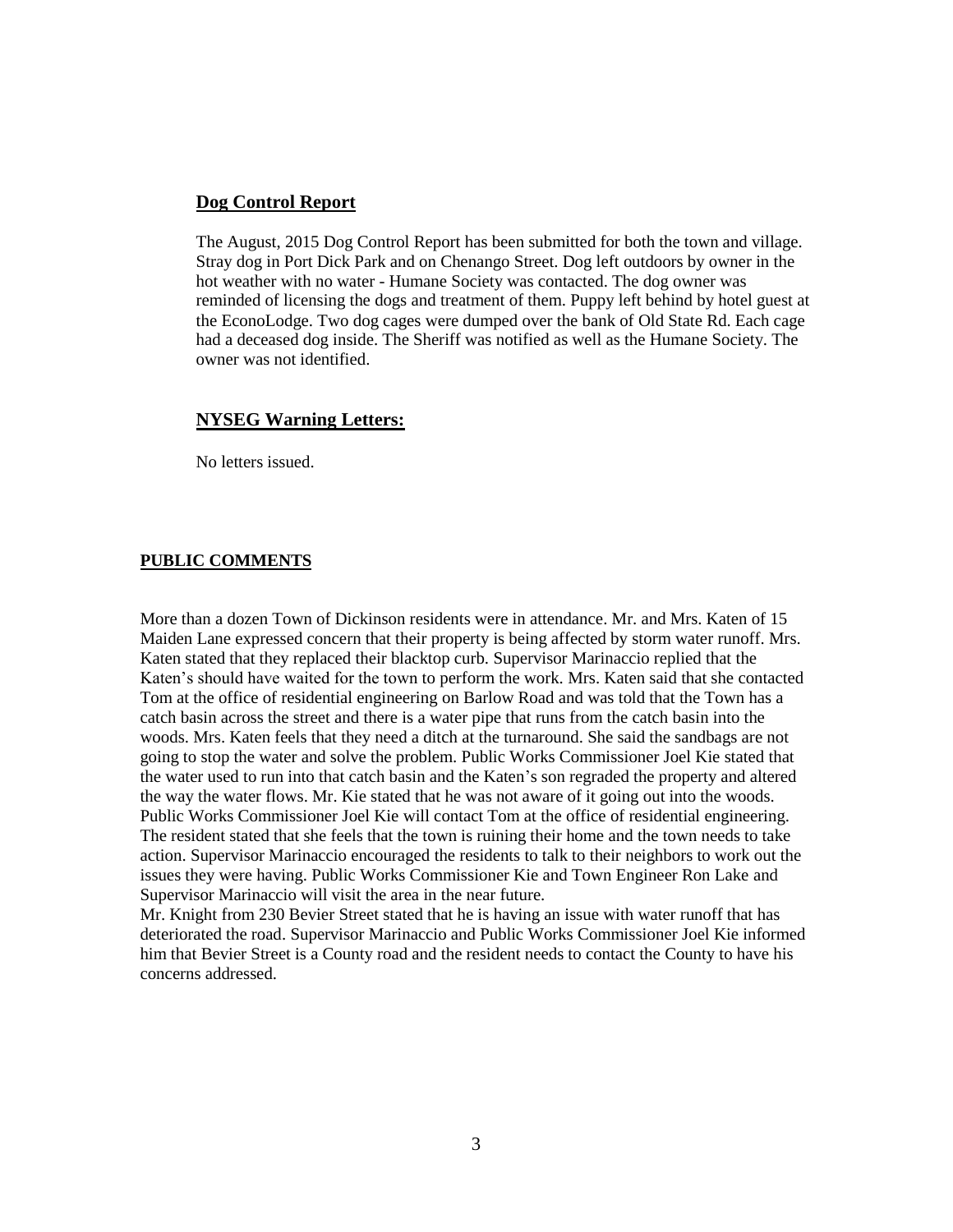## Dog Control Report

The August, 2015 Dog Control Report has been submitted for both the town and village. Stray dog in Port Dick Park and on Chenango Street. Dog left outdoors by owner in the hot weather with no water - Humane Society was contacted. The dog owner was reminded of licensing the dogs and treatment of them. Puppy left behind by hotel guest at the EconoLodge. Two dog cages were dumped over the bank of Old State Rd. Each cage had a deceased dog inside. The Sheriff was notified as well as the Humane Society. The owner was not identified.

## NYSEG Warning Letters:

No letters issued.

## PUBLIC COMMENTS

More than a dozen Town of Dickinson residents were in attendance. Mr. and Mrs. Katen of 15 Maiden Lane expressed concern that their property is being affected by storm water runoff. Mrs. Katen stated that they replaced their blacktop curb. Supervisor Marinaccio replied that the Katen's should have waited for the town to perform the work. Mrs. Katen said that she contacted Tom at the office of residential engineering on Barlow Road and was told that the Town has a catch basin across the street and there is a water pipe that runs from the catch basin into the woods. Mrs. Katen feels that they need a ditch at the turnaround. She said the sandbags are not going to stop the water and solve the problem. Public Works Commissioner Joel Kie stated that the water used to run into that catch basin and the Katen's son regraded the property and altered the way the water flows. Mr. Kie stated that he was not aware of it going out into the woods. Public Works Commissioner Joel Kie will contact Tom at the office of residential engineering. The resident stated that she feels that the town is ruining their home and the town needs to take action. Supervisor Marinaccio encouraged the residents to talk to their neighbors to work out the issues they were having. Public Works Commissioner Kie and Town Engineer Ron Lake and Supervisor Marinaccio will visit the area in the near future.

Mr. Knight from 230 Bevier Street stated that he is having an issue with water runoff that has deteriorated the road. Supervisor Marinaccio and Public Works Commissioner Joel Kie informed him that Bevier Street is a County road and the resident needs to contact the County to have his concerns addressed.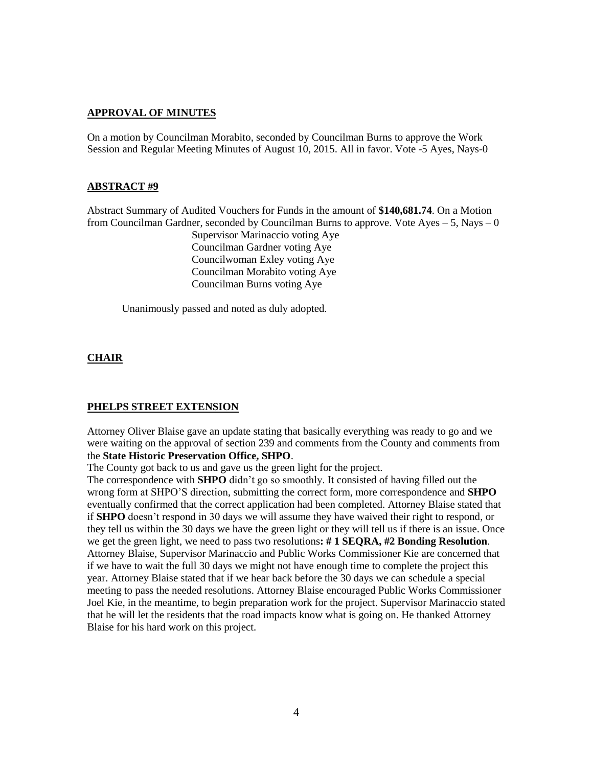## APPROVAL OF MINUTES

On a motion by Councilman Morabito, seconded by Councilman Burns to approve the Work Session and Regular Meeting Minutes of August 10, 2015. All in favor. Vote -5 Ayes, Nays-0

## ABSTRACT #9

Abstract Summary of Audited Vouchers for Funds in the amount of **$140,681.74**. On a Motion from Councilman Gardner, seconded by Councilman Burns to approve. Vote Ayes – 5, Nays – 0

Supervisor Marinaccio voting Aye
Councilman Gardner voting Aye
Councilwoman Exley voting Aye
Councilman Morabito voting Aye
Councilman Burns voting Aye

Unanimously passed and noted as duly adopted.

## CHAIR

## PHELPS STREET EXTENSION

Attorney Oliver Blaise gave an update stating that basically everything was ready to go and we were waiting on the approval of section 239 and comments from the County and comments from the **State Historic Preservation Office, SHPO**.

The County got back to us and gave us the green light for the project.

The correspondence with **SHPO** didn't go so smoothly. It consisted of having filled out the wrong form at SHPO'S direction, submitting the correct form, more correspondence and **SHPO** eventually confirmed that the correct application had been completed. Attorney Blaise stated that if **SHPO** doesn't respond in 30 days we will assume they have waived their right to respond, or they tell us within the 30 days we have the green light or they will tell us if there is an issue. Once we get the green light, we need to pass two resolutions**: # 1 SEQRA, #2 Bonding Resolution**. Attorney Blaise, Supervisor Marinaccio and Public Works Commissioner Kie are concerned that if we have to wait the full 30 days we might not have enough time to complete the project this year. Attorney Blaise stated that if we hear back before the 30 days we can schedule a special meeting to pass the needed resolutions. Attorney Blaise encouraged Public Works Commissioner Joel Kie, in the meantime, to begin preparation work for the project. Supervisor Marinaccio stated that he will let the residents that the road impacts know what is going on. He thanked Attorney Blaise for his hard work on this project.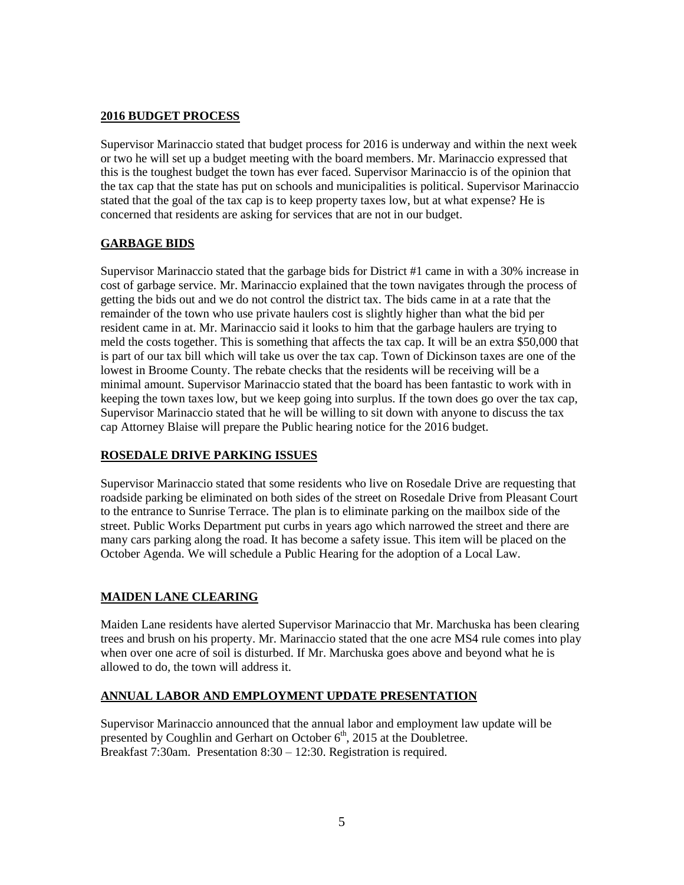**2016 BUDGET PROCESS**

Supervisor Marinaccio stated that budget process for 2016 is underway and within the next week or two he will set up a budget meeting with the board members. Mr. Marinaccio expressed that this is the toughest budget the town has ever faced. Supervisor Marinaccio is of the opinion that the tax cap that the state has put on schools and municipalities is political. Supervisor Marinaccio stated that the goal of the tax cap is to keep property taxes low, but at what expense? He is concerned that residents are asking for services that are not in our budget.

**GARBAGE BIDS**

Supervisor Marinaccio stated that the garbage bids for District #1 came in with a 30% increase in cost of garbage service. Mr. Marinaccio explained that the town navigates through the process of getting the bids out and we do not control the district tax. The bids came in at a rate that the remainder of the town who use private haulers cost is slightly higher than what the bid per resident came in at. Mr. Marinaccio said it looks to him that the garbage haulers are trying to meld the costs together. This is something that affects the tax cap. It will be an extra $50,000 that is part of our tax bill which will take us over the tax cap. Town of Dickinson taxes are one of the lowest in Broome County. The rebate checks that the residents will be receiving will be a minimal amount. Supervisor Marinaccio stated that the board has been fantastic to work with in keeping the town taxes low, but we keep going into surplus. If the town does go over the tax cap, Supervisor Marinaccio stated that he will be willing to sit down with anyone to discuss the tax cap Attorney Blaise will prepare the Public hearing notice for the 2016 budget.

**ROSEDALE DRIVE PARKING ISSUES**

Supervisor Marinaccio stated that some residents who live on Rosedale Drive are requesting that roadside parking be eliminated on both sides of the street on Rosedale Drive from Pleasant Court to the entrance to Sunrise Terrace. The plan is to eliminate parking on the mailbox side of the street. Public Works Department put curbs in years ago which narrowed the street and there are many cars parking along the road. It has become a safety issue. This item will be placed on the October Agenda. We will schedule a Public Hearing for the adoption of a Local Law.

**MAIDEN LANE CLEARING**

Maiden Lane residents have alerted Supervisor Marinaccio that Mr. Marchuska has been clearing trees and brush on his property. Mr. Marinaccio stated that the one acre MS4 rule comes into play when over one acre of soil is disturbed. If Mr. Marchuska goes above and beyond what he is allowed to do, the town will address it.

**ANNUAL LABOR AND EMPLOYMENT UPDATE PRESENTATION**

Supervisor Marinaccio announced that the annual labor and employment law update will be presented by Coughlin and Gerhart on October 6th, 2015 at the Doubletree.
Breakfast 7:30am. Presentation 8:30 – 12:30. Registration is required.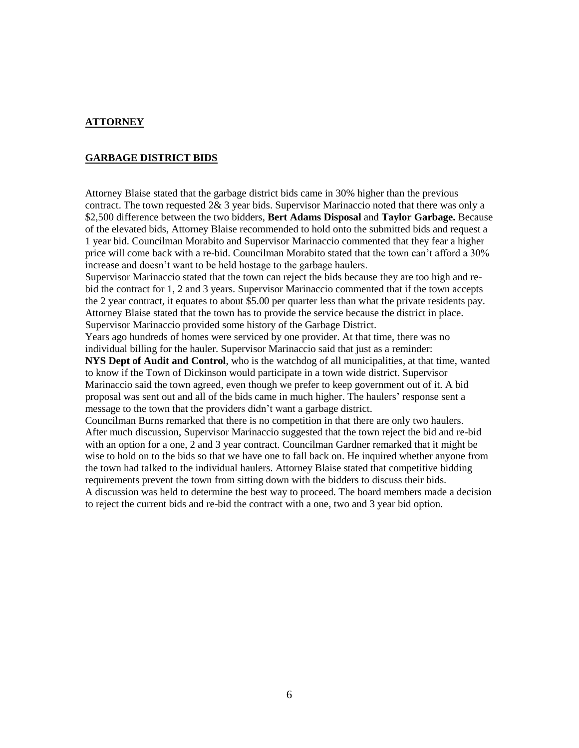## **ATTORNEY**

## **GARBAGE DISTRICT BIDS**

Attorney Blaise stated that the garbage district bids came in 30% higher than the previous contract. The town requested 2& 3 year bids. Supervisor Marinaccio noted that there was only a $2,500 difference between the two bidders, **Bert Adams Disposal** and **Taylor Garbage.** Because of the elevated bids, Attorney Blaise recommended to hold onto the submitted bids and request a 1 year bid. Councilman Morabito and Supervisor Marinaccio commented that they fear a higher price will come back with a re-bid. Councilman Morabito stated that the town can't afford a 30% increase and doesn't want to be held hostage to the garbage haulers.
Supervisor Marinaccio stated that the town can reject the bids because they are too high and re-bid the contract for 1, 2 and 3 years. Supervisor Marinaccio commented that if the town accepts the 2 year contract, it equates to about $5.00 per quarter less than what the private residents pay. Attorney Blaise stated that the town has to provide the service because the district in place. Supervisor Marinaccio provided some history of the Garbage District.
Years ago hundreds of homes were serviced by one provider. At that time, there was no individual billing for the hauler. Supervisor Marinaccio said that just as a reminder:
**NYS Dept of Audit and Control**, who is the watchdog of all municipalities, at that time, wanted to know if the Town of Dickinson would participate in a town wide district. Supervisor Marinaccio said the town agreed, even though we prefer to keep government out of it. A bid proposal was sent out and all of the bids came in much higher. The haulers' response sent a message to the town that the providers didn't want a garbage district.
Councilman Burns remarked that there is no competition in that there are only two haulers.
After much discussion, Supervisor Marinaccio suggested that the town reject the bid and re-bid with an option for a one, 2 and 3 year contract. Councilman Gardner remarked that it might be wise to hold on to the bids so that we have one to fall back on. He inquired whether anyone from the town had talked to the individual haulers. Attorney Blaise stated that competitive bidding requirements prevent the town from sitting down with the bidders to discuss their bids.
A discussion was held to determine the best way to proceed. The board members made a decision to reject the current bids and re-bid the contract with a one, two and 3 year bid option.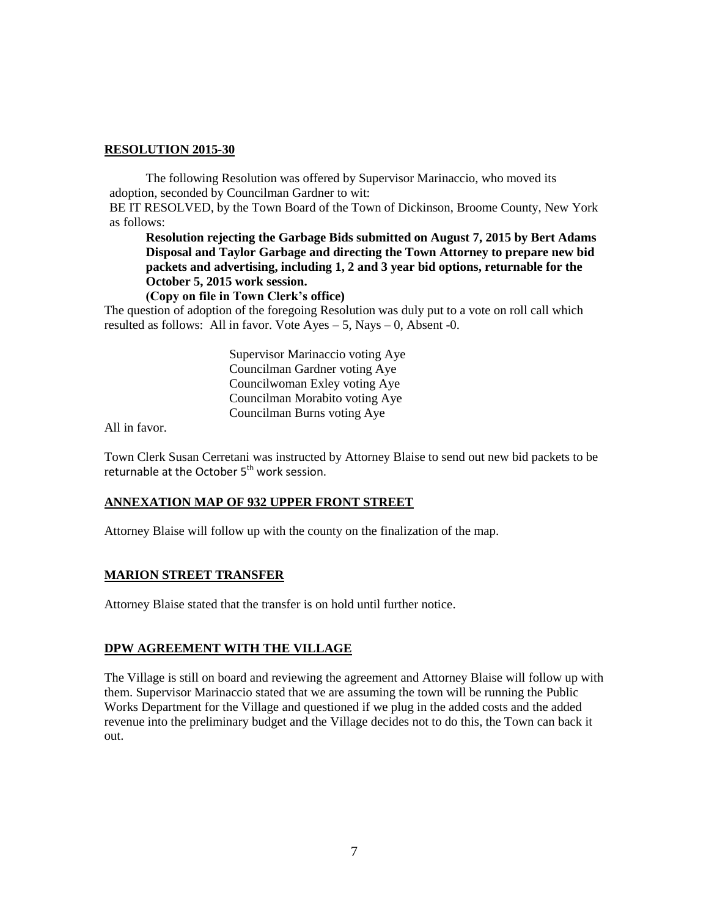## **RESOLUTION 2015-30**

The following Resolution was offered by Supervisor Marinaccio, who moved its adoption, seconded by Councilman Gardner to wit:

BE IT RESOLVED, by the Town Board of the Town of Dickinson, Broome County, New York as follows:

**Resolution rejecting the Garbage Bids submitted on August 7, 2015 by Bert Adams Disposal and Taylor Garbage and directing the Town Attorney to prepare new bid packets and advertising, including 1, 2 and 3 year bid options, returnable for the October 5, 2015 work session.**

**(Copy on file in Town Clerk's office)**

The question of adoption of the foregoing Resolution was duly put to a vote on roll call which resulted as follows: All in favor. Vote Ayes – 5, Nays – 0, Absent -0.

Supervisor Marinaccio voting Aye
Councilman Gardner voting Aye
Councilwoman Exley voting Aye
Councilman Morabito voting Aye
Councilman Burns voting Aye

All in favor.

Town Clerk Susan Cerretani was instructed by Attorney Blaise to send out new bid packets to be returnable at the October 5th work session.

## **ANNEXATION MAP OF 932 UPPER FRONT STREET**

Attorney Blaise will follow up with the county on the finalization of the map.

## **MARION STREET TRANSFER**

Attorney Blaise stated that the transfer is on hold until further notice.

## **DPW AGREEMENT WITH THE VILLAGE**

The Village is still on board and reviewing the agreement and Attorney Blaise will follow up with them. Supervisor Marinaccio stated that we are assuming the town will be running the Public Works Department for the Village and questioned if we plug in the added costs and the added revenue into the preliminary budget and the Village decides not to do this, the Town can back it out.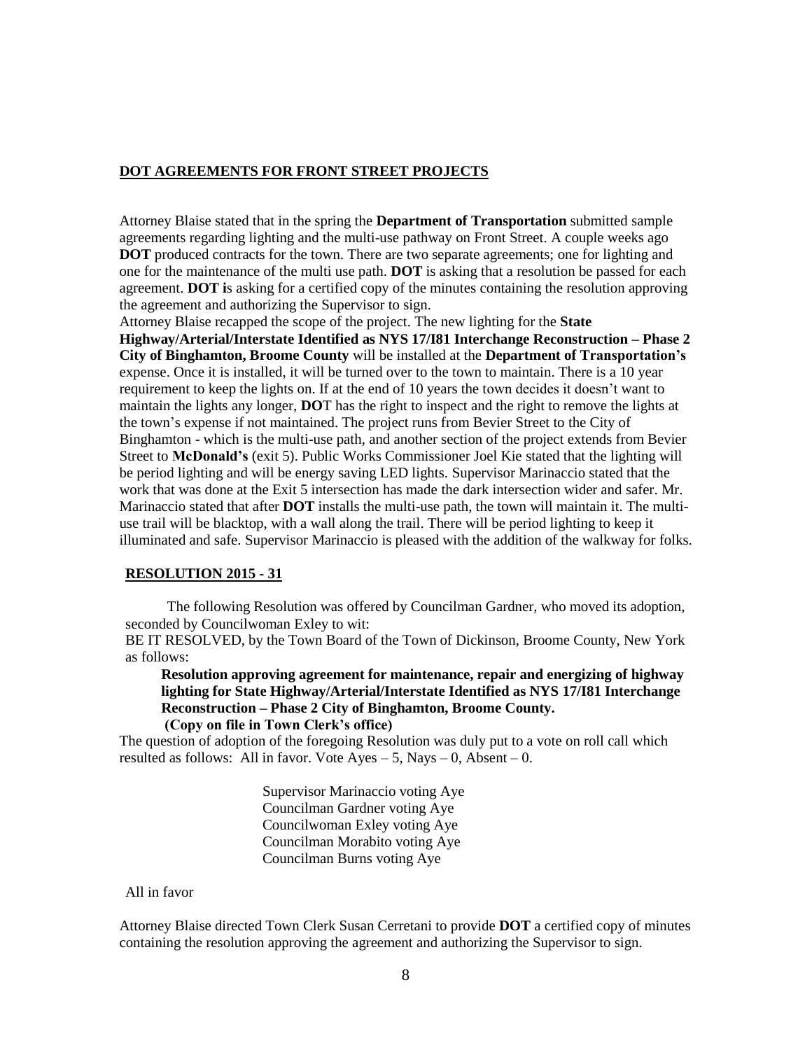## DOT AGREEMENTS FOR FRONT STREET PROJECTS

Attorney Blaise stated that in the spring the **Department of Transportation** submitted sample agreements regarding lighting and the multi-use pathway on Front Street. A couple weeks ago **DOT** produced contracts for the town. There are two separate agreements; one for lighting and one for the maintenance of the multi use path. **DOT** is asking that a resolution be passed for each agreement. **DOT i**s asking for a certified copy of the minutes containing the resolution approving the agreement and authorizing the Supervisor to sign.

Attorney Blaise recapped the scope of the project. The new lighting for the **State Highway/Arterial/Interstate Identified as NYS 17/I81 Interchange Reconstruction – Phase 2 City of Binghamton, Broome County** will be installed at the **Department of Transportation's** expense. Once it is installed, it will be turned over to the town to maintain. There is a 10 year requirement to keep the lights on. If at the end of 10 years the town decides it doesn't want to maintain the lights any longer, **DO**T has the right to inspect and the right to remove the lights at the town's expense if not maintained. The project runs from Bevier Street to the City of Binghamton - which is the multi-use path, and another section of the project extends from Bevier Street to **McDonald's** (exit 5). Public Works Commissioner Joel Kie stated that the lighting will be period lighting and will be energy saving LED lights. Supervisor Marinaccio stated that the work that was done at the Exit 5 intersection has made the dark intersection wider and safer. Mr. Marinaccio stated that after **DOT** installs the multi-use path, the town will maintain it. The multi-use trail will be blacktop, with a wall along the trail. There will be period lighting to keep it illuminated and safe. Supervisor Marinaccio is pleased with the addition of the walkway for folks.

### RESOLUTION 2015 - 31

The following Resolution was offered by Councilman Gardner, who moved its adoption, seconded by Councilwoman Exley to wit:

BE IT RESOLVED, by the Town Board of the Town of Dickinson, Broome County, New York as follows:

**Resolution approving agreement for maintenance, repair and energizing of highway lighting for State Highway/Arterial/Interstate Identified as NYS 17/I81 Interchange Reconstruction – Phase 2 City of Binghamton, Broome County.**
**(Copy on file in Town Clerk's office)**

The question of adoption of the foregoing Resolution was duly put to a vote on roll call which resulted as follows: All in favor. Vote Ayes – 5, Nays – 0, Absent – 0.

Supervisor Marinaccio voting Aye
Councilman Gardner voting Aye
Councilwoman Exley voting Aye
Councilman Morabito voting Aye
Councilman Burns voting Aye

All in favor

Attorney Blaise directed Town Clerk Susan Cerretani to provide **DOT** a certified copy of minutes containing the resolution approving the agreement and authorizing the Supervisor to sign.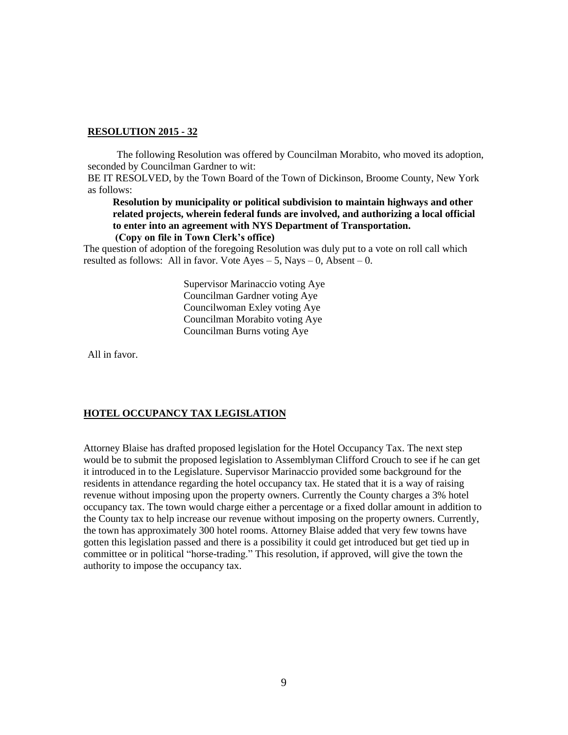**RESOLUTION 2015 - 32**

The following Resolution was offered by Councilman Morabito, who moved its adoption, seconded by Councilman Gardner to wit:

BE IT RESOLVED, by the Town Board of the Town of Dickinson, Broome County, New York as follows:

**Resolution by municipality or political subdivision to maintain highways and other related projects, wherein federal funds are involved, and authorizing a local official to enter into an agreement with NYS Department of Transportation.**
**(Copy on file in Town Clerk's office)**

The question of adoption of the foregoing Resolution was duly put to a vote on roll call which resulted as follows: All in favor. Vote Ayes – 5, Nays – 0, Absent – 0.

Supervisor Marinaccio voting Aye
Councilman Gardner voting Aye
Councilwoman Exley voting Aye
Councilman Morabito voting Aye
Councilman Burns voting Aye

All in favor.

**HOTEL OCCUPANCY TAX LEGISLATION**

Attorney Blaise has drafted proposed legislation for the Hotel Occupancy Tax. The next step would be to submit the proposed legislation to Assemblyman Clifford Crouch to see if he can get it introduced in to the Legislature. Supervisor Marinaccio provided some background for the residents in attendance regarding the hotel occupancy tax. He stated that it is a way of raising revenue without imposing upon the property owners. Currently the County charges a 3% hotel occupancy tax. The town would charge either a percentage or a fixed dollar amount in addition to the County tax to help increase our revenue without imposing on the property owners. Currently, the town has approximately 300 hotel rooms. Attorney Blaise added that very few towns have gotten this legislation passed and there is a possibility it could get introduced but get tied up in committee or in political "horse-trading." This resolution, if approved, will give the town the authority to impose the occupancy tax.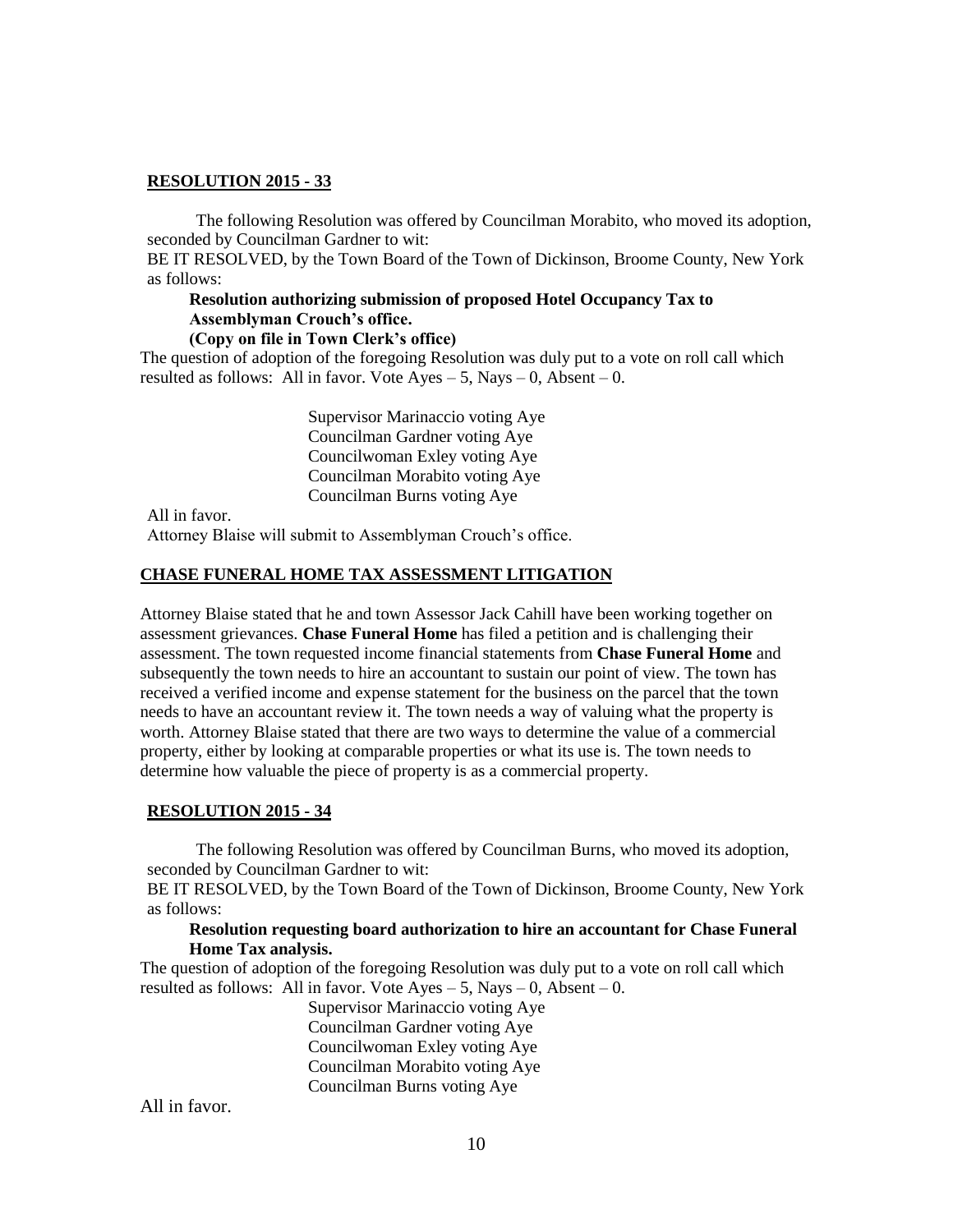**RESOLUTION 2015 - 33**

The following Resolution was offered by Councilman Morabito, who moved its adoption, seconded by Councilman Gardner to wit:

BE IT RESOLVED, by the Town Board of the Town of Dickinson, Broome County, New York as follows:

**Resolution authorizing submission of proposed Hotel Occupancy Tax to Assemblyman Crouch's office.**
**(Copy on file in Town Clerk's office)**

The question of adoption of the foregoing Resolution was duly put to a vote on roll call which resulted as follows: All in favor. Vote Ayes – 5, Nays – 0, Absent – 0.

Supervisor Marinaccio voting Aye
Councilman Gardner voting Aye
Councilwoman Exley voting Aye
Councilman Morabito voting Aye
Councilman Burns voting Aye

All in favor.

Attorney Blaise will submit to Assemblyman Crouch's office.

**CHASE FUNERAL HOME TAX ASSESSMENT LITIGATION**

Attorney Blaise stated that he and town Assessor Jack Cahill have been working together on assessment grievances. **Chase Funeral Home** has filed a petition and is challenging their assessment. The town requested income financial statements from **Chase Funeral Home** and subsequently the town needs to hire an accountant to sustain our point of view. The town has received a verified income and expense statement for the business on the parcel that the town needs to have an accountant review it. The town needs a way of valuing what the property is worth. Attorney Blaise stated that there are two ways to determine the value of a commercial property, either by looking at comparable properties or what its use is. The town needs to determine how valuable the piece of property is as a commercial property.

**RESOLUTION 2015 - 34**

The following Resolution was offered by Councilman Burns, who moved its adoption, seconded by Councilman Gardner to wit:

BE IT RESOLVED, by the Town Board of the Town of Dickinson, Broome County, New York as follows:

**Resolution requesting board authorization to hire an accountant for Chase Funeral Home Tax analysis.**

The question of adoption of the foregoing Resolution was duly put to a vote on roll call which resulted as follows: All in favor. Vote Ayes – 5, Nays – 0, Absent – 0.

Supervisor Marinaccio voting Aye
Councilman Gardner voting Aye
Councilwoman Exley voting Aye
Councilman Morabito voting Aye
Councilman Burns voting Aye

All in favor.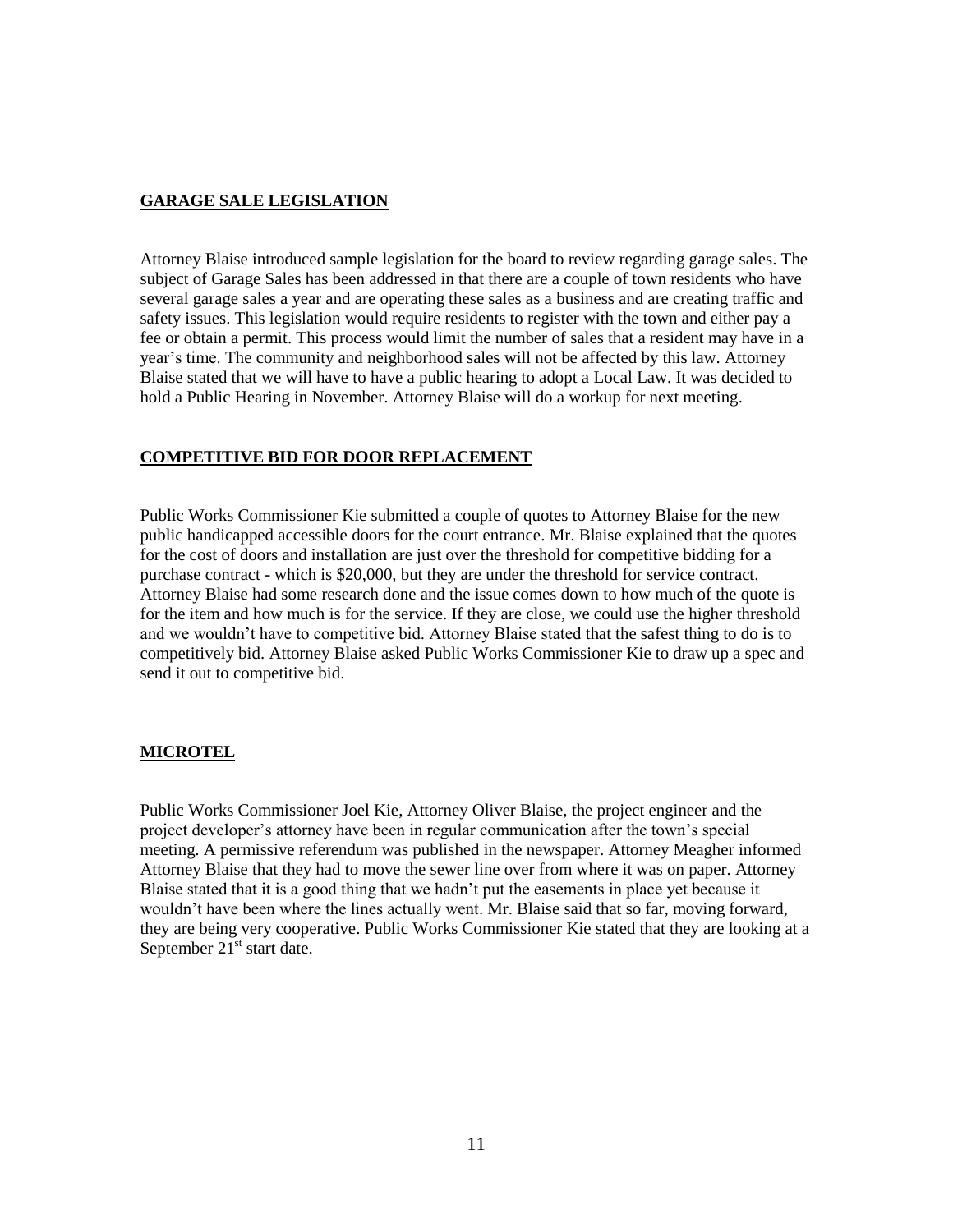## GARAGE SALE LEGISLATION

Attorney Blaise introduced sample legislation for the board to review regarding garage sales. The subject of Garage Sales has been addressed in that there are a couple of town residents who have several garage sales a year and are operating these sales as a business and are creating traffic and safety issues. This legislation would require residents to register with the town and either pay a fee or obtain a permit. This process would limit the number of sales that a resident may have in a year's time. The community and neighborhood sales will not be affected by this law. Attorney Blaise stated that we will have to have a public hearing to adopt a Local Law. It was decided to hold a Public Hearing in November. Attorney Blaise will do a workup for next meeting.

## COMPETITIVE BID FOR DOOR REPLACEMENT

Public Works Commissioner Kie submitted a couple of quotes to Attorney Blaise for the new public handicapped accessible doors for the court entrance. Mr. Blaise explained that the quotes for the cost of doors and installation are just over the threshold for competitive bidding for a purchase contract - which is $20,000, but they are under the threshold for service contract. Attorney Blaise had some research done and the issue comes down to how much of the quote is for the item and how much is for the service. If they are close, we could use the higher threshold and we wouldn't have to competitive bid. Attorney Blaise stated that the safest thing to do is to competitively bid. Attorney Blaise asked Public Works Commissioner Kie to draw up a spec and send it out to competitive bid.

## MICROTEL

Public Works Commissioner Joel Kie, Attorney Oliver Blaise, the project engineer and the project developer's attorney have been in regular communication after the town's special meeting. A permissive referendum was published in the newspaper. Attorney Meagher informed Attorney Blaise that they had to move the sewer line over from where it was on paper. Attorney Blaise stated that it is a good thing that we hadn't put the easements in place yet because it wouldn't have been where the lines actually went. Mr. Blaise said that so far, moving forward, they are being very cooperative. Public Works Commissioner Kie stated that they are looking at a September 21st start date.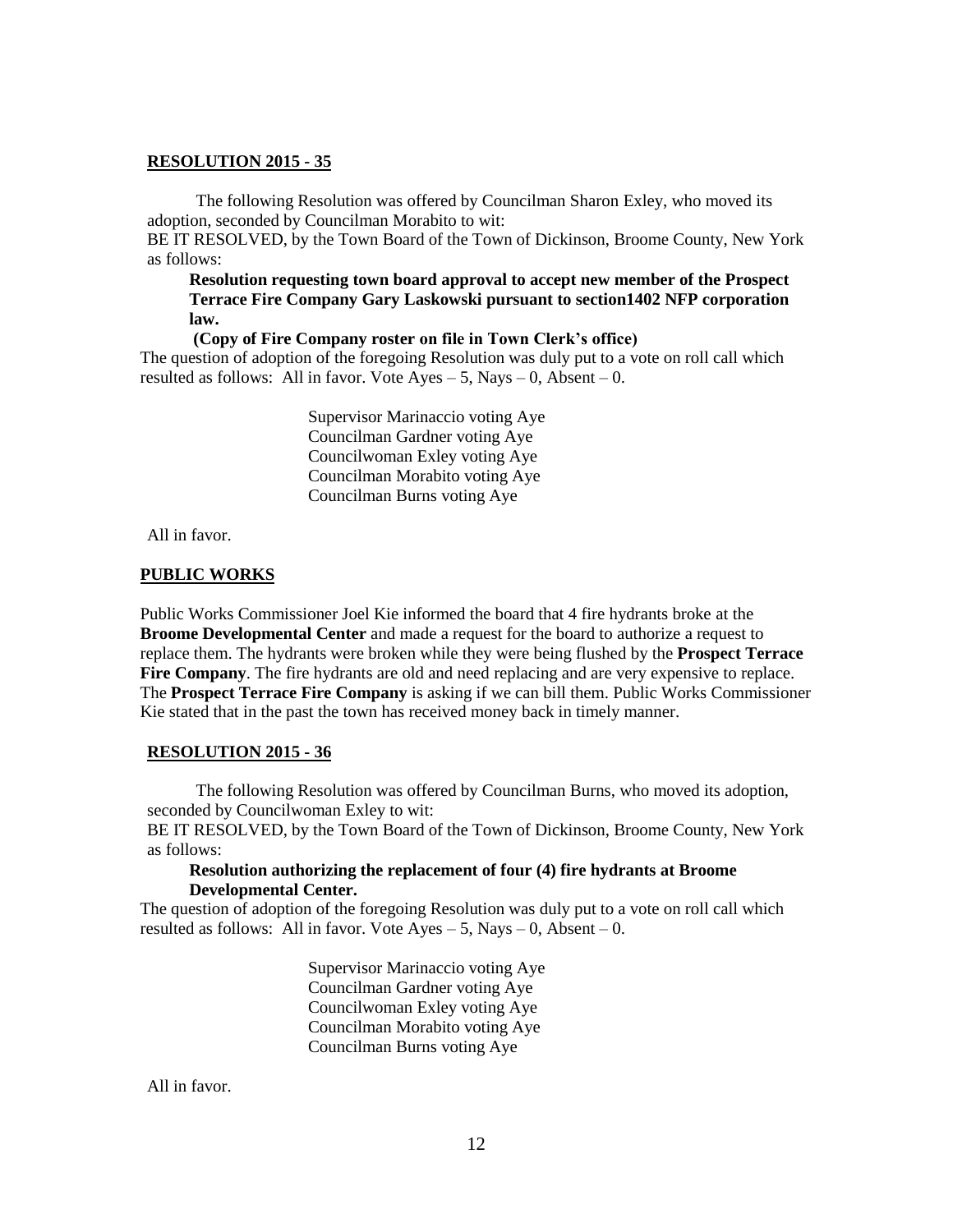**RESOLUTION 2015 - 35**

The following Resolution was offered by Councilman Sharon Exley, who moved its adoption, seconded by Councilman Morabito to wit:

BE IT RESOLVED, by the Town Board of the Town of Dickinson, Broome County, New York as follows:

**Resolution requesting town board approval to accept new member of the Prospect Terrace Fire Company Gary Laskowski pursuant to section1402 NFP corporation law.**

**(Copy of Fire Company roster on file in Town Clerk's office)**

The question of adoption of the foregoing Resolution was duly put to a vote on roll call which resulted as follows: All in favor. Vote Ayes – 5, Nays – 0, Absent – 0.

Supervisor Marinaccio voting Aye
Councilman Gardner voting Aye
Councilwoman Exley voting Aye
Councilman Morabito voting Aye
Councilman Burns voting Aye

All in favor.

**PUBLIC WORKS**

Public Works Commissioner Joel Kie informed the board that 4 fire hydrants broke at the **Broome Developmental Center** and made a request for the board to authorize a request to replace them. The hydrants were broken while they were being flushed by the **Prospect Terrace Fire Company**. The fire hydrants are old and need replacing and are very expensive to replace. The **Prospect Terrace Fire Company** is asking if we can bill them. Public Works Commissioner Kie stated that in the past the town has received money back in timely manner.

**RESOLUTION 2015 - 36**

The following Resolution was offered by Councilman Burns, who moved its adoption, seconded by Councilwoman Exley to wit:

BE IT RESOLVED, by the Town Board of the Town of Dickinson, Broome County, New York as follows:

**Resolution authorizing the replacement of four (4) fire hydrants at Broome Developmental Center.**

The question of adoption of the foregoing Resolution was duly put to a vote on roll call which resulted as follows: All in favor. Vote Ayes – 5, Nays – 0, Absent – 0.

Supervisor Marinaccio voting Aye
Councilman Gardner voting Aye
Councilwoman Exley voting Aye
Councilman Morabito voting Aye
Councilman Burns voting Aye

All in favor.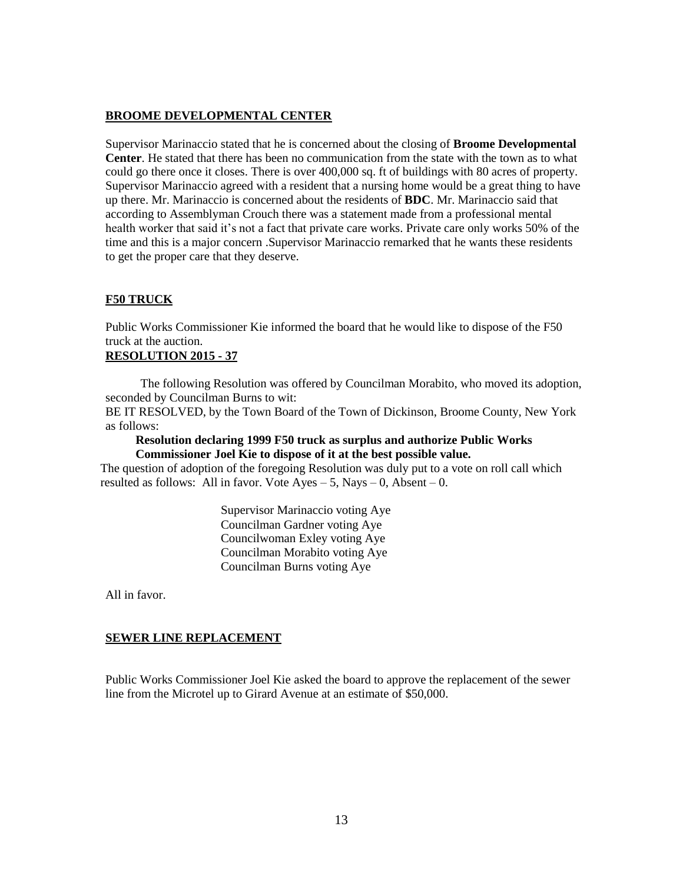## BROOME DEVELOPMENTAL CENTER

Supervisor Marinaccio stated that he is concerned about the closing of **Broome Developmental Center**. He stated that there has been no communication from the state with the town as to what could go there once it closes. There is over 400,000 sq. ft of buildings with 80 acres of property. Supervisor Marinaccio agreed with a resident that a nursing home would be a great thing to have up there. Mr. Marinaccio is concerned about the residents of **BDC**. Mr. Marinaccio said that according to Assemblyman Crouch there was a statement made from a professional mental health worker that said it's not a fact that private care works. Private care only works 50% of the time and this is a major concern .Supervisor Marinaccio remarked that he wants these residents to get the proper care that they deserve.

## F50 TRUCK

Public Works Commissioner Kie informed the board that he would like to dispose of the F50 truck at the auction.

**RESOLUTION 2015 - 37**

The following Resolution was offered by Councilman Morabito, who moved its adoption, seconded by Councilman Burns to wit:

BE IT RESOLVED, by the Town Board of the Town of Dickinson, Broome County, New York as follows:

**Resolution declaring 1999 F50 truck as surplus and authorize Public Works Commissioner Joel Kie to dispose of it at the best possible value.**

The question of adoption of the foregoing Resolution was duly put to a vote on roll call which resulted as follows: All in favor. Vote Ayes – 5, Nays – 0, Absent – 0.

Supervisor Marinaccio voting Aye
Councilman Gardner voting Aye
Councilwoman Exley voting Aye
Councilman Morabito voting Aye
Councilman Burns voting Aye

All in favor.

## SEWER LINE REPLACEMENT

Public Works Commissioner Joel Kie asked the board to approve the replacement of the sewer line from the Microtel up to Girard Avenue at an estimate of $50,000.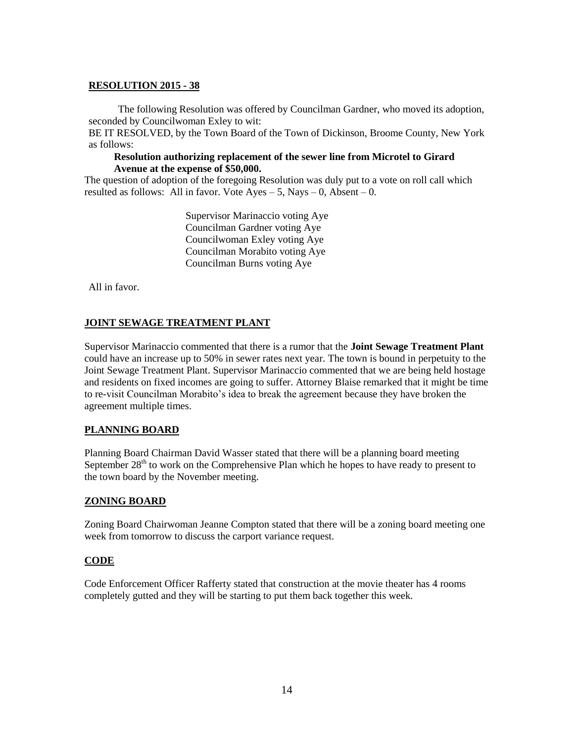**RESOLUTION 2015 - 38**

The following Resolution was offered by Councilman Gardner, who moved its adoption, seconded by Councilwoman Exley to wit:

BE IT RESOLVED, by the Town Board of the Town of Dickinson, Broome County, New York as follows:

**Resolution authorizing replacement of the sewer line from Microtel to Girard Avenue at the expense of $50,000.**

The question of adoption of the foregoing Resolution was duly put to a vote on roll call which resulted as follows: All in favor. Vote Ayes – 5, Nays – 0, Absent – 0.

Supervisor Marinaccio voting Aye
Councilman Gardner voting Aye
Councilwoman Exley voting Aye
Councilman Morabito voting Aye
Councilman Burns voting Aye

All in favor.

**JOINT SEWAGE TREATMENT PLANT**

Supervisor Marinaccio commented that there is a rumor that the **Joint Sewage Treatment Plant** could have an increase up to 50% in sewer rates next year. The town is bound in perpetuity to the Joint Sewage Treatment Plant. Supervisor Marinaccio commented that we are being held hostage and residents on fixed incomes are going to suffer. Attorney Blaise remarked that it might be time to re-visit Councilman Morabito's idea to break the agreement because they have broken the agreement multiple times.

**PLANNING BOARD**

Planning Board Chairman David Wasser stated that there will be a planning board meeting September 28th to work on the Comprehensive Plan which he hopes to have ready to present to the town board by the November meeting.

**ZONING BOARD**

Zoning Board Chairwoman Jeanne Compton stated that there will be a zoning board meeting one week from tomorrow to discuss the carport variance request.

**CODE**

Code Enforcement Officer Rafferty stated that construction at the movie theater has 4 rooms completely gutted and they will be starting to put them back together this week.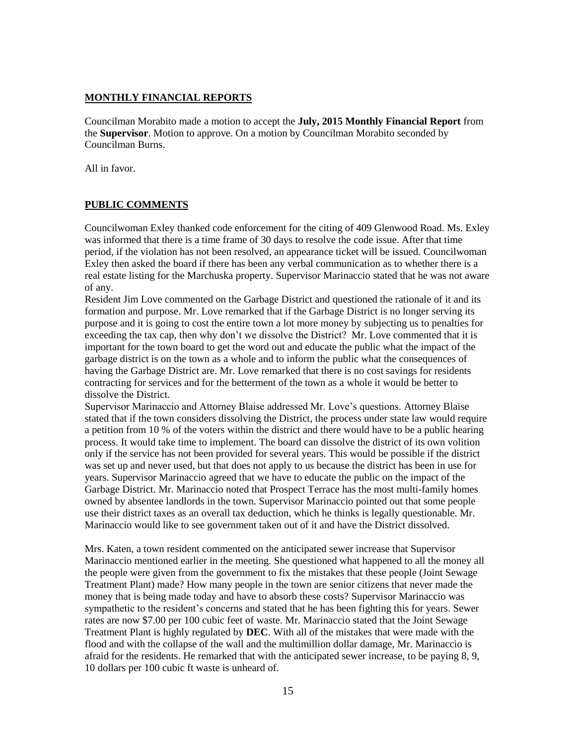## MONTHLY FINANCIAL REPORTS

Councilman Morabito made a motion to accept the **July, 2015 Monthly Financial Report** from the **Supervisor**. Motion to approve. On a motion by Councilman Morabito seconded by Councilman Burns.

All in favor.

## PUBLIC COMMENTS

Councilwoman Exley thanked code enforcement for the citing of 409 Glenwood Road. Ms. Exley was informed that there is a time frame of 30 days to resolve the code issue. After that time period, if the violation has not been resolved, an appearance ticket will be issued. Councilwoman Exley then asked the board if there has been any verbal communication as to whether there is a real estate listing for the Marchuska property. Supervisor Marinaccio stated that he was not aware of any.

Resident Jim Love commented on the Garbage District and questioned the rationale of it and its formation and purpose. Mr. Love remarked that if the Garbage District is no longer serving its purpose and it is going to cost the entire town a lot more money by subjecting us to penalties for exceeding the tax cap, then why don't we dissolve the District? Mr. Love commented that it is important for the town board to get the word out and educate the public what the impact of the garbage district is on the town as a whole and to inform the public what the consequences of having the Garbage District are. Mr. Love remarked that there is no cost savings for residents contracting for services and for the betterment of the town as a whole it would be better to dissolve the District.

Supervisor Marinaccio and Attorney Blaise addressed Mr. Love's questions. Attorney Blaise stated that if the town considers dissolving the District, the process under state law would require a petition from 10 % of the voters within the district and there would have to be a public hearing process. It would take time to implement. The board can dissolve the district of its own volition only if the service has not been provided for several years. This would be possible if the district was set up and never used, but that does not apply to us because the district has been in use for years. Supervisor Marinaccio agreed that we have to educate the public on the impact of the Garbage District. Mr. Marinaccio noted that Prospect Terrace has the most multi-family homes owned by absentee landlords in the town. Supervisor Marinaccio pointed out that some people use their district taxes as an overall tax deduction, which he thinks is legally questionable. Mr. Marinaccio would like to see government taken out of it and have the District dissolved.

Mrs. Katen, a town resident commented on the anticipated sewer increase that Supervisor Marinaccio mentioned earlier in the meeting. She questioned what happened to all the money all the people were given from the government to fix the mistakes that these people (Joint Sewage Treatment Plant) made? How many people in the town are senior citizens that never made the money that is being made today and have to absorb these costs? Supervisor Marinaccio was sympathetic to the resident's concerns and stated that he has been fighting this for years. Sewer rates are now $7.00 per 100 cubic feet of waste. Mr. Marinaccio stated that the Joint Sewage Treatment Plant is highly regulated by **DEC**. With all of the mistakes that were made with the flood and with the collapse of the wall and the multimillion dollar damage, Mr. Marinaccio is afraid for the residents. He remarked that with the anticipated sewer increase, to be paying 8, 9, 10 dollars per 100 cubic ft waste is unheard of.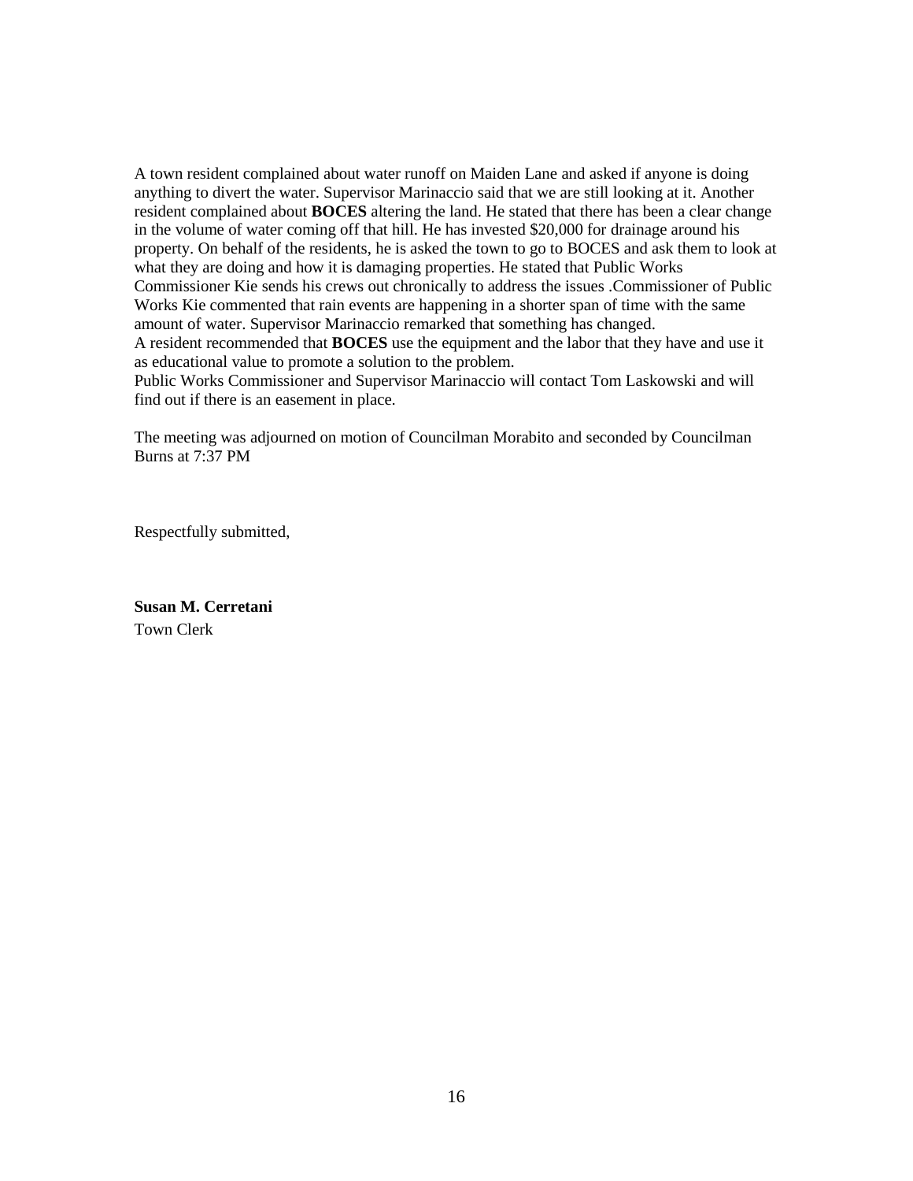A town resident complained about water runoff on Maiden Lane and asked if anyone is doing anything to divert the water. Supervisor Marinaccio said that we are still looking at it. Another resident complained about **BOCES** altering the land. He stated that there has been a clear change in the volume of water coming off that hill. He has invested $20,000 for drainage around his property. On behalf of the residents, he is asked the town to go to BOCES and ask them to look at what they are doing and how it is damaging properties. He stated that Public Works Commissioner Kie sends his crews out chronically to address the issues .Commissioner of Public Works Kie commented that rain events are happening in a shorter span of time with the same amount of water. Supervisor Marinaccio remarked that something has changed.
A resident recommended that **BOCES** use the equipment and the labor that they have and use it as educational value to promote a solution to the problem.
Public Works Commissioner and Supervisor Marinaccio will contact Tom Laskowski and will find out if there is an easement in place.

The meeting was adjourned on motion of Councilman Morabito and seconded by Councilman Burns at 7:37 PM

Respectfully submitted,

**Susan M. Cerretani**
Town Clerk